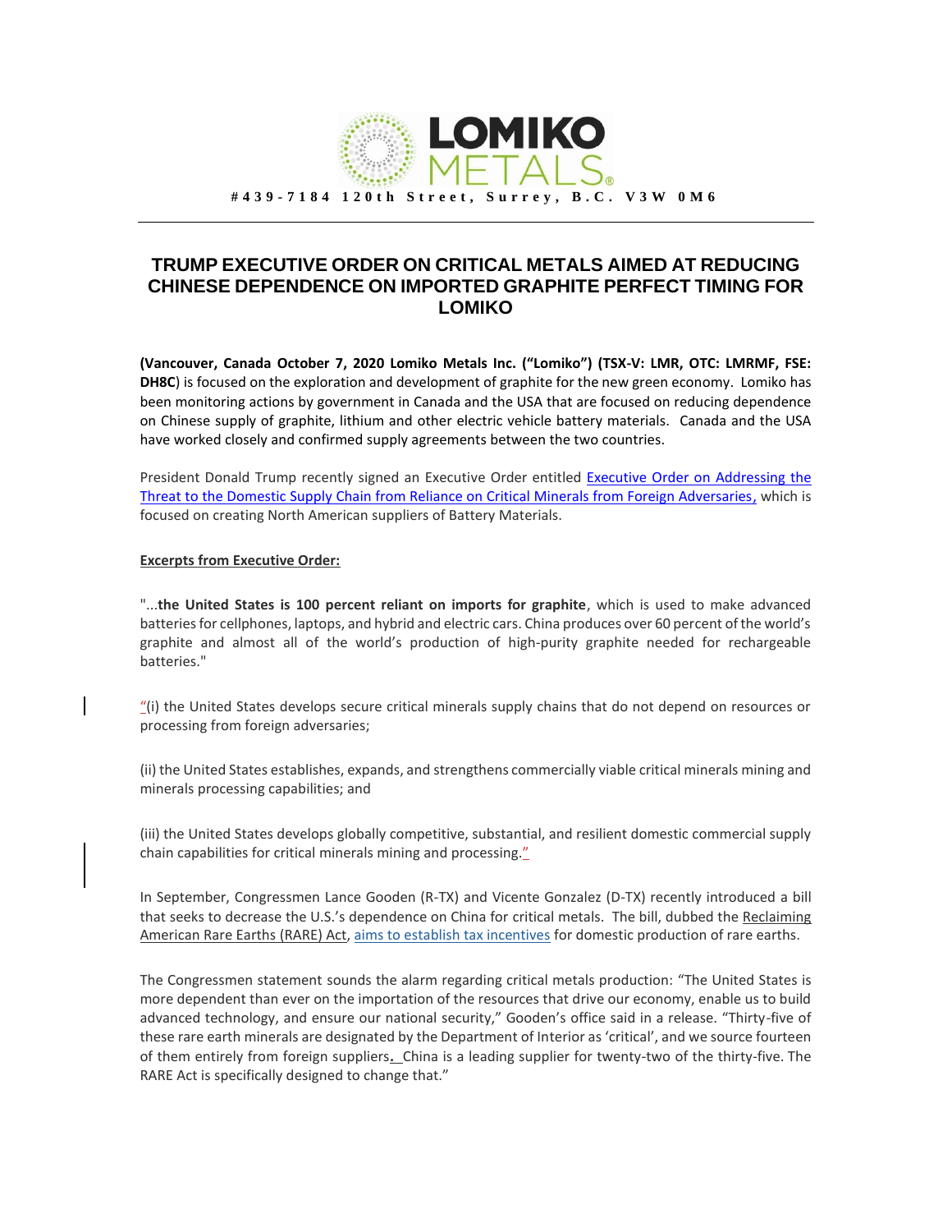LOMIKO METALS

#439-7184 120th Street, Surrey, B.C. V3W 0M6

# TRUMP EXECUTIVE ORDER ON CRITICAL METALS AIMED AT REDUCING CHINESE DEPENDENCE ON IMPORTED GRAPHITE PERFECT TIMING FOR LOMIKO

**(Vancouver, Canada October 7, 2020 Lomiko Metals Inc. ("Lomiko") (TSX-V: LMR, OTC: LMRMF, FSE: DH8C**) is focused on the exploration and development of graphite for the new green economy. Lomiko has been monitoring actions by government in Canada and the USA that are focused on reducing dependence on Chinese supply of graphite, lithium and other electric vehicle battery materials. Canada and the USA have worked closely and confirmed supply agreements between the two countries.

President Donald Trump recently signed an Executive Order entitled Executive Order on Addressing the Threat to the Domestic Supply Chain from Reliance on Critical Minerals from Foreign Adversaries, which is focused on creating North American suppliers of Battery Materials.

**Excerpts from Executive Order:**

"...**the United States is 100 percent reliant on imports for graphite**, which is used to make advanced batteries for cellphones, laptops, and hybrid and electric cars. China produces over 60 percent of the world's graphite and almost all of the world's production of high-purity graphite needed for rechargeable batteries."

"(i) the United States develops secure critical minerals supply chains that do not depend on resources or processing from foreign adversaries;

(ii) the United States establishes, expands, and strengthens commercially viable critical minerals mining and minerals processing capabilities; and

(iii) the United States develops globally competitive, substantial, and resilient domestic commercial supply chain capabilities for critical minerals mining and processing."

In September, Congressmen Lance Gooden (R-TX) and Vicente Gonzalez (D-TX) recently introduced a bill that seeks to decrease the U.S.'s dependence on China for critical metals. The bill, dubbed the Reclaiming American Rare Earths (RARE) Act, aims to establish tax incentives for domestic production of rare earths.

The Congressmen statement sounds the alarm regarding critical metals production: "The United States is more dependent than ever on the importation of the resources that drive our economy, enable us to build advanced technology, and ensure our national security," Gooden's office said in a release. "Thirty-five of these rare earth minerals are designated by the Department of Interior as 'critical', and we source fourteen of them entirely from foreign suppliers. China is a leading supplier for twenty-two of the thirty-five. The RARE Act is specifically designed to change that."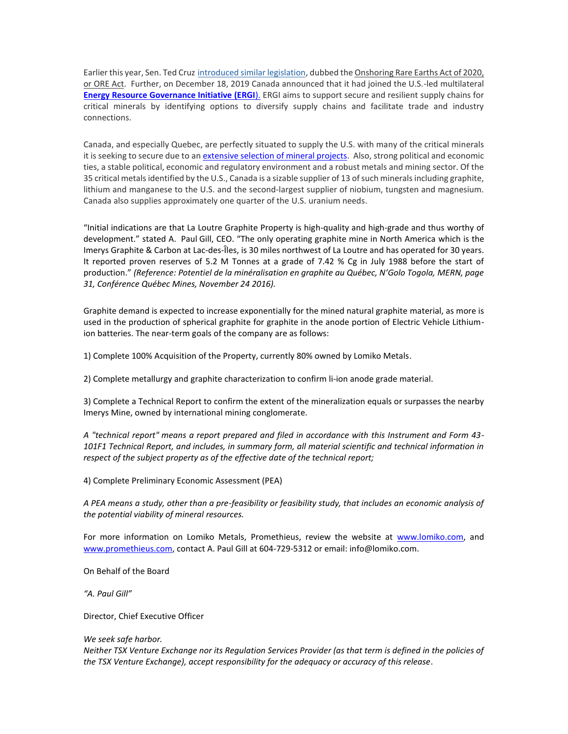Earlier this year, Sen. Ted Cruz introduced similar legislation, dubbed the Onshoring Rare Earths Act of 2020, or ORE Act. Further, on December 18, 2019 Canada announced that it had joined the U.S.-led multilateral **Energy Resource Governance Initiative (ERGI)**. ERGI aims to support secure and resilient supply chains for critical minerals by identifying options to diversify supply chains and facilitate trade and industry connections.

Canada, and especially Quebec, are perfectly situated to supply the U.S. with many of the critical minerals it is seeking to secure due to an extensive selection of mineral projects. Also, strong political and economic ties, a stable political, economic and regulatory environment and a robust metals and mining sector. Of the 35 critical metals identified by the U.S., Canada is a sizable supplier of 13 of such minerals including graphite, lithium and manganese to the U.S. and the second-largest supplier of niobium, tungsten and magnesium. Canada also supplies approximately one quarter of the U.S. uranium needs.

"Initial indications are that La Loutre Graphite Property is high-quality and high-grade and thus worthy of development." stated A. Paul Gill, CEO. "The only operating graphite mine in North America which is the Imerys Graphite & Carbon at Lac-des-Îles, is 30 miles northwest of La Loutre and has operated for 30 years. It reported proven reserves of 5.2 M Tonnes at a grade of 7.42 % Cg in July 1988 before the start of production." *(Reference: Potentiel de la minéralisation en graphite au Québec, N'Golo Togola, MERN, page 31, Conférence Québec Mines, November 24 2016).*

Graphite demand is expected to increase exponentially for the mined natural graphite material, as more is used in the production of spherical graphite for graphite in the anode portion of Electric Vehicle Lithium-ion batteries. The near-term goals of the company are as follows:

1) Complete 100% Acquisition of the Property, currently 80% owned by Lomiko Metals.

2) Complete metallurgy and graphite characterization to confirm li-ion anode grade material.

3) Complete a Technical Report to confirm the extent of the mineralization equals or surpasses the nearby Imerys Mine, owned by international mining conglomerate.

*A "technical report" means a report prepared and filed in accordance with this Instrument and Form 43-101F1 Technical Report, and includes, in summary form, all material scientific and technical information in respect of the subject property as of the effective date of the technical report;*

4) Complete Preliminary Economic Assessment (PEA)

*A PEA means a study, other than a pre-feasibility or feasibility study, that includes an economic analysis of the potential viability of mineral resources.*

For more information on Lomiko Metals, Promethieus, review the website at www.lomiko.com, and www.promethieus.com, contact A. Paul Gill at 604-729-5312 or email: info@lomiko.com.

On Behalf of the Board

*"A. Paul Gill"*

Director, Chief Executive Officer

*We seek safe harbor.*
*Neither TSX Venture Exchange nor its Regulation Services Provider (as that term is defined in the policies of the TSX Venture Exchange), accept responsibility for the adequacy or accuracy of this release.*